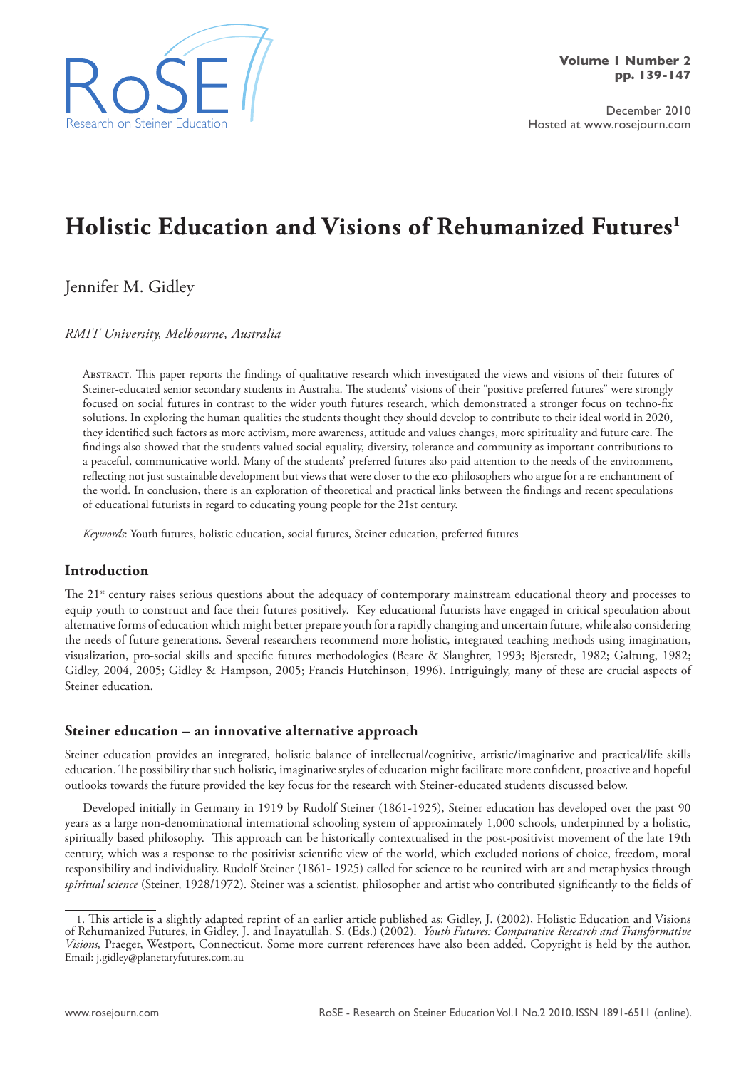# Holistic Education and Visions of Rehumanized Futures[1]

Jennifer M. Gidley

*RMIT University, Melbourne, Australia*

Abstract. This paper reports the findings of qualitative research which investigated the views and visions of their futures of Steiner-educated senior secondary students in Australia. The students' visions of their "positive preferred futures" were strongly focused on social futures in contrast to the wider youth futures research, which demonstrated a stronger focus on techno-fix solutions. In exploring the human qualities the students thought they should develop to contribute to their ideal world in 2020, they identified such factors as more activism, more awareness, attitude and values changes, more spirituality and future care. The findings also showed that the students valued social equality, diversity, tolerance and community as important contributions to a peaceful, communicative world. Many of the students' preferred futures also paid attention to the needs of the environment, reflecting not just sustainable development but views that were closer to the eco-philosophers who argue for a re-enchantment of the world. In conclusion, there is an exploration of theoretical and practical links between the findings and recent speculations of educational futurists in regard to educating young people for the 21st century.

*Keywords*: Youth futures, holistic education, social futures, Steiner education, preferred futures

## Introduction

The 21st century raises serious questions about the adequacy of contemporary mainstream educational theory and processes to equip youth to construct and face their futures positively. Key educational futurists have engaged in critical speculation about alternative forms of education which might better prepare youth for a rapidly changing and uncertain future, while also considering the needs of future generations. Several researchers recommend more holistic, integrated teaching methods using imagination, visualization, pro-social skills and specific futures methodologies (Beare & Slaughter, 1993; Bjerstedt, 1982; Galtung, 1982; Gidley, 2004, 2005; Gidley & Hampson, 2005; Francis Hutchinson, 1996). Intriguingly, many of these are crucial aspects of Steiner education.

## Steiner education – an innovative alternative approach

Steiner education provides an integrated, holistic balance of intellectual/cognitive, artistic/imaginative and practical/life skills education. The possibility that such holistic, imaginative styles of education might facilitate more confident, proactive and hopeful outlooks towards the future provided the key focus for the research with Steiner-educated students discussed below.

Developed initially in Germany in 1919 by Rudolf Steiner (1861-1925), Steiner education has developed over the past 90 years as a large non-denominational international schooling system of approximately 1,000 schools, underpinned by a holistic, spiritually based philosophy. This approach can be historically contextualised in the post-positivist movement of the late 19th century, which was a response to the positivist scientific view of the world, which excluded notions of choice, freedom, moral responsibility and individuality. Rudolf Steiner (1861- 1925) called for science to be reunited with art and metaphysics through *spiritual science* (Steiner, 1928/1972). Steiner was a scientist, philosopher and artist who contributed significantly to the fields of

---

1. This article is a slightly adapted reprint of an earlier article published as: Gidley, J. (2002), Holistic Education and Visions of Rehumanized Futures, in Gidley, J. and Inayatullah, S. (Eds.) (2002). *Youth Futures: Comparative Research and Transformative Visions,* Praeger, Westport, Connecticut. Some more current references have also been added. Copyright is held by the author. Email: j.gidley@planetaryfutures.com.au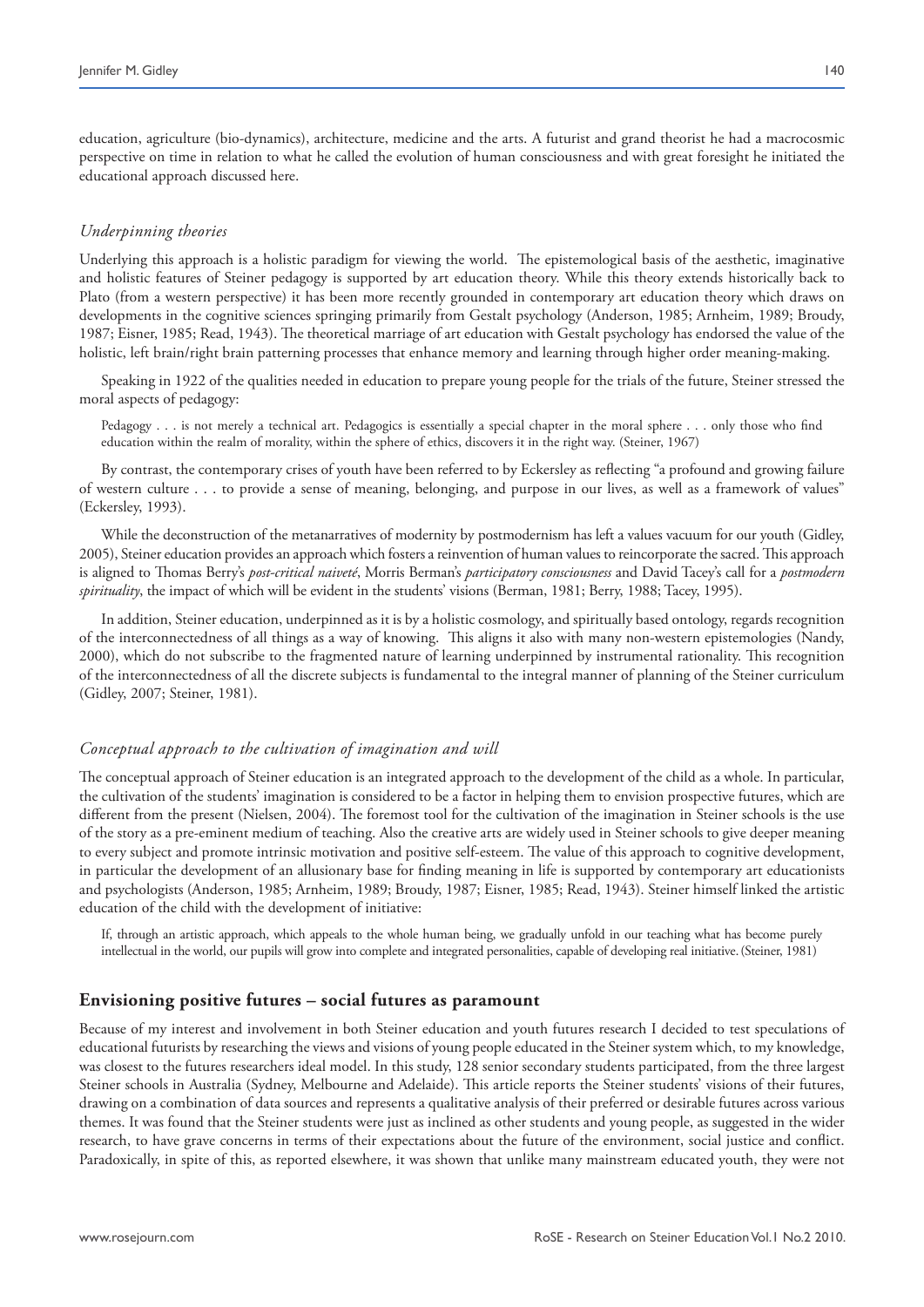education, agriculture (bio-dynamics), architecture, medicine and the arts. A futurist and grand theorist he had a macrocosmic perspective on time in relation to what he called the evolution of human consciousness and with great foresight he initiated the educational approach discussed here.

### *Underpinning theories*

Underlying this approach is a holistic paradigm for viewing the world. The epistemological basis of the aesthetic, imaginative and holistic features of Steiner pedagogy is supported by art education theory. While this theory extends historically back to Plato (from a western perspective) it has been more recently grounded in contemporary art education theory which draws on developments in the cognitive sciences springing primarily from Gestalt psychology (Anderson, 1985; Arnheim, 1989; Broudy, 1987; Eisner, 1985; Read, 1943). The theoretical marriage of art education with Gestalt psychology has endorsed the value of the holistic, left brain/right brain patterning processes that enhance memory and learning through higher order meaning-making.

Speaking in 1922 of the qualities needed in education to prepare young people for the trials of the future, Steiner stressed the moral aspects of pedagogy:

> Pedagogy . . . is not merely a technical art. Pedagogics is essentially a special chapter in the moral sphere . . . only those who find education within the realm of morality, within the sphere of ethics, discovers it in the right way. (Steiner, 1967)

By contrast, the contemporary crises of youth have been referred to by Eckersley as reflecting "a profound and growing failure of western culture . . . to provide a sense of meaning, belonging, and purpose in our lives, as well as a framework of values" (Eckersley, 1993).

While the deconstruction of the metanarratives of modernity by postmodernism has left a values vacuum for our youth (Gidley, 2005), Steiner education provides an approach which fosters a reinvention of human values to reincorporate the sacred. This approach is aligned to Thomas Berry's *post-critical naiveté*, Morris Berman's *participatory consciousness* and David Tacey's call for a *postmodern spirituality*, the impact of which will be evident in the students' visions (Berman, 1981; Berry, 1988; Tacey, 1995).

In addition, Steiner education, underpinned as it is by a holistic cosmology, and spiritually based ontology, regards recognition of the interconnectedness of all things as a way of knowing. This aligns it also with many non-western epistemologies (Nandy, 2000), which do not subscribe to the fragmented nature of learning underpinned by instrumental rationality. This recognition of the interconnectedness of all the discrete subjects is fundamental to the integral manner of planning of the Steiner curriculum (Gidley, 2007; Steiner, 1981).

### *Conceptual approach to the cultivation of imagination and will*

The conceptual approach of Steiner education is an integrated approach to the development of the child as a whole. In particular, the cultivation of the students' imagination is considered to be a factor in helping them to envision prospective futures, which are different from the present (Nielsen, 2004). The foremost tool for the cultivation of the imagination in Steiner schools is the use of the story as a pre-eminent medium of teaching. Also the creative arts are widely used in Steiner schools to give deeper meaning to every subject and promote intrinsic motivation and positive self-esteem. The value of this approach to cognitive development, in particular the development of an allusionary base for finding meaning in life is supported by contemporary art educationists and psychologists (Anderson, 1985; Arnheim, 1989; Broudy, 1987; Eisner, 1985; Read, 1943). Steiner himself linked the artistic education of the child with the development of initiative:

> If, through an artistic approach, which appeals to the whole human being, we gradually unfold in our teaching what has become purely intellectual in the world, our pupils will grow into complete and integrated personalities, capable of developing real initiative. (Steiner, 1981)

## **Envisioning positive futures – social futures as paramount**

Because of my interest and involvement in both Steiner education and youth futures research I decided to test speculations of educational futurists by researching the views and visions of young people educated in the Steiner system which, to my knowledge, was closest to the futures researchers ideal model. In this study, 128 senior secondary students participated, from the three largest Steiner schools in Australia (Sydney, Melbourne and Adelaide). This article reports the Steiner students' visions of their futures, drawing on a combination of data sources and represents a qualitative analysis of their preferred or desirable futures across various themes. It was found that the Steiner students were just as inclined as other students and young people, as suggested in the wider research, to have grave concerns in terms of their expectations about the future of the environment, social justice and conflict. Paradoxically, in spite of this, as reported elsewhere, it was shown that unlike many mainstream educated youth, they were not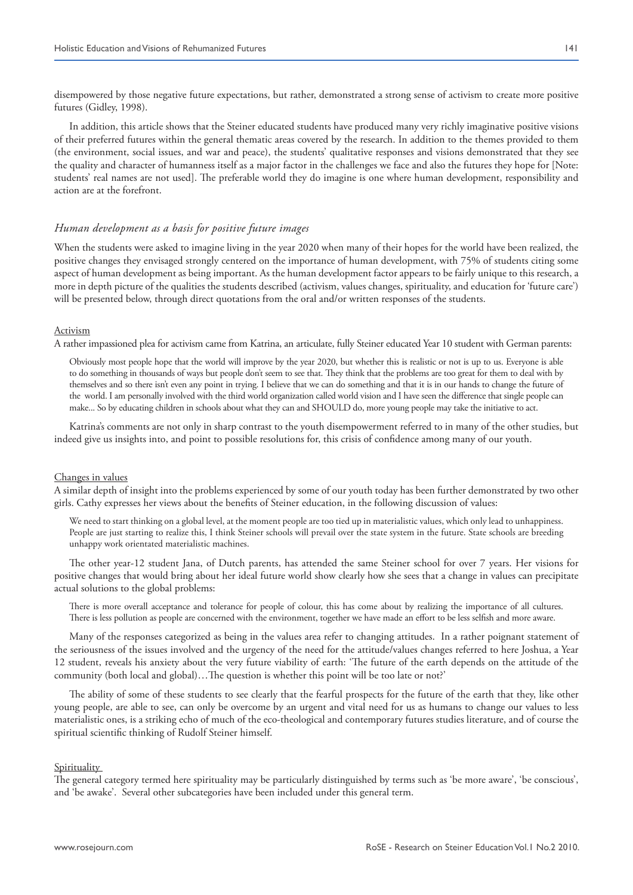disempowered by those negative future expectations, but rather, demonstrated a strong sense of activism to create more positive futures (Gidley, 1998).

In addition, this article shows that the Steiner educated students have produced many very richly imaginative positive visions of their preferred futures within the general thematic areas covered by the research. In addition to the themes provided to them (the environment, social issues, and war and peace), the students' qualitative responses and visions demonstrated that they see the quality and character of humanness itself as a major factor in the challenges we face and also the futures they hope for [Note: students' real names are not used]. The preferable world they do imagine is one where human development, responsibility and action are at the forefront.

### *Human development as a basis for positive future images*

When the students were asked to imagine living in the year 2020 when many of their hopes for the world have been realized, the positive changes they envisaged strongly centered on the importance of human development, with 75% of students citing some aspect of human development as being important. As the human development factor appears to be fairly unique to this research, a more in depth picture of the qualities the students described (activism, values changes, spirituality, and education for 'future care') will be presented below, through direct quotations from the oral and/or written responses of the students.

#### Activism

A rather impassioned plea for activism came from Katrina, an articulate, fully Steiner educated Year 10 student with German parents:

> Obviously most people hope that the world will improve by the year 2020, but whether this is realistic or not is up to us. Everyone is able to do something in thousands of ways but people don't seem to see that. They think that the problems are too great for them to deal with by themselves and so there isn't even any point in trying. I believe that we can do something and that it is in our hands to change the future of the world. I am personally involved with the third world organization called world vision and I have seen the difference that single people can make... So by educating children in schools about what they can and SHOULD do, more young people may take the initiative to act.

Katrina's comments are not only in sharp contrast to the youth disempowerment referred to in many of the other studies, but indeed give us insights into, and point to possible resolutions for, this crisis of confidence among many of our youth.

#### Changes in values

A similar depth of insight into the problems experienced by some of our youth today has been further demonstrated by two other girls. Cathy expresses her views about the benefits of Steiner education, in the following discussion of values:

> We need to start thinking on a global level, at the moment people are too tied up in materialistic values, which only lead to unhappiness. People are just starting to realize this, I think Steiner schools will prevail over the state system in the future. State schools are breeding unhappy work orientated materialistic machines.

The other year-12 student Jana, of Dutch parents, has attended the same Steiner school for over 7 years. Her visions for positive changes that would bring about her ideal future world show clearly how she sees that a change in values can precipitate actual solutions to the global problems:

> There is more overall acceptance and tolerance for people of colour, this has come about by realizing the importance of all cultures. There is less pollution as people are concerned with the environment, together we have made an effort to be less selfish and more aware.

Many of the responses categorized as being in the values area refer to changing attitudes. In a rather poignant statement of the seriousness of the issues involved and the urgency of the need for the attitude/values changes referred to here Joshua, a Year 12 student, reveals his anxiety about the very future viability of earth: 'The future of the earth depends on the attitude of the community (both local and global)…The question is whether this point will be too late or not?'

The ability of some of these students to see clearly that the fearful prospects for the future of the earth that they, like other young people, are able to see, can only be overcome by an urgent and vital need for us as humans to change our values to less materialistic ones, is a striking echo of much of the eco-theological and contemporary futures studies literature, and of course the spiritual scientific thinking of Rudolf Steiner himself.

#### Spirituality

The general category termed here spirituality may be particularly distinguished by terms such as 'be more aware', 'be conscious', and 'be awake'. Several other subcategories have been included under this general term.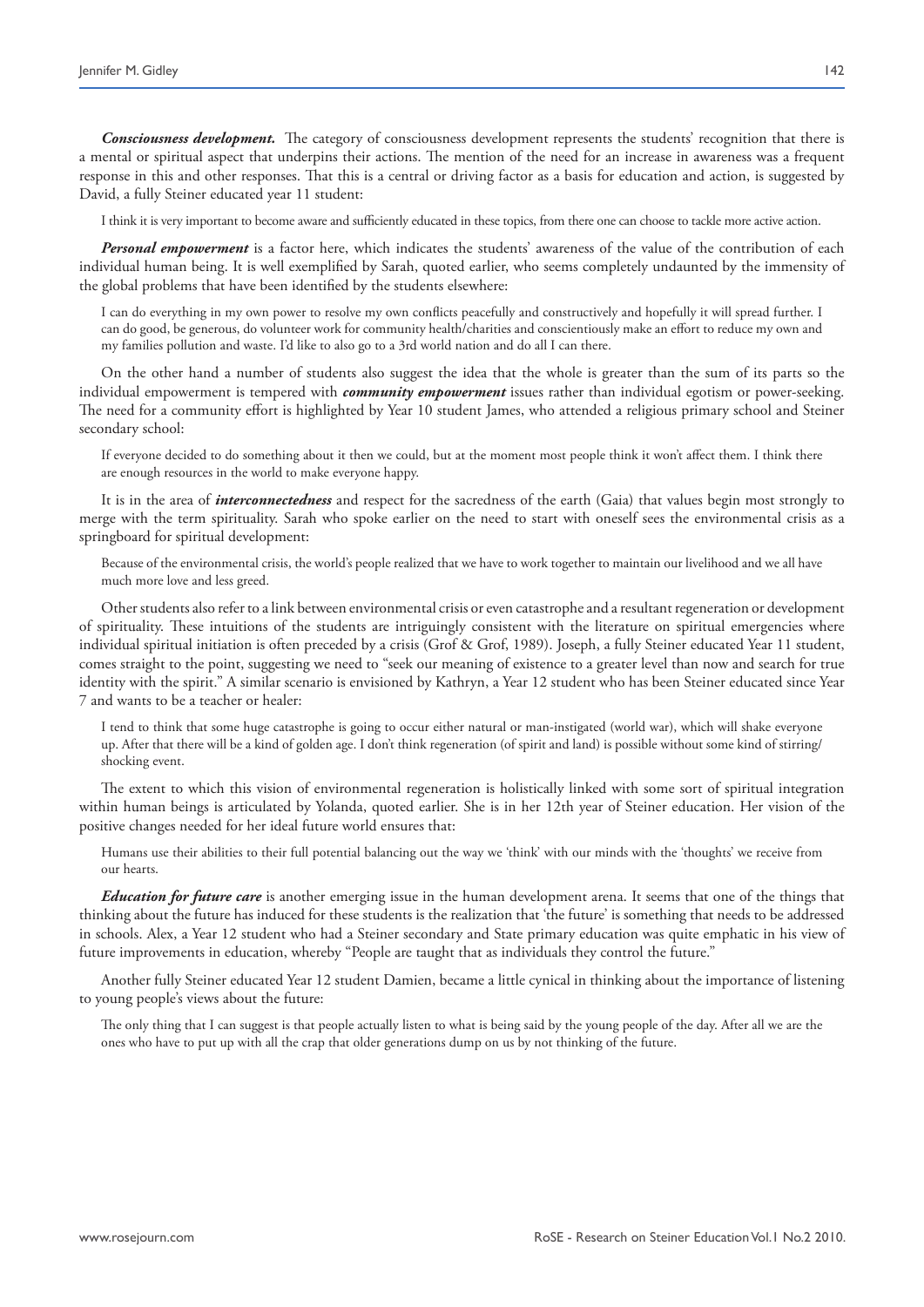***Consciousness development.*** The category of consciousness development represents the students' recognition that there is a mental or spiritual aspect that underpins their actions. The mention of the need for an increase in awareness was a frequent response in this and other responses. That this is a central or driving factor as a basis for education and action, is suggested by David, a fully Steiner educated year 11 student:

> I think it is very important to become aware and sufficiently educated in these topics, from there one can choose to tackle more active action.

***Personal empowerment*** is a factor here, which indicates the students' awareness of the value of the contribution of each individual human being. It is well exemplified by Sarah, quoted earlier, who seems completely undaunted by the immensity of the global problems that have been identified by the students elsewhere:

> I can do everything in my own power to resolve my own conflicts peacefully and constructively and hopefully it will spread further. I can do good, be generous, do volunteer work for community health/charities and conscientiously make an effort to reduce my own and my families pollution and waste. I'd like to also go to a 3rd world nation and do all I can there.

On the other hand a number of students also suggest the idea that the whole is greater than the sum of its parts so the individual empowerment is tempered with ***community empowerment*** issues rather than individual egotism or power-seeking. The need for a community effort is highlighted by Year 10 student James, who attended a religious primary school and Steiner secondary school:

> If everyone decided to do something about it then we could, but at the moment most people think it won't affect them. I think there are enough resources in the world to make everyone happy.

It is in the area of ***interconnectedness*** and respect for the sacredness of the earth (Gaia) that values begin most strongly to merge with the term spirituality. Sarah who spoke earlier on the need to start with oneself sees the environmental crisis as a springboard for spiritual development:

> Because of the environmental crisis, the world's people realized that we have to work together to maintain our livelihood and we all have much more love and less greed.

Other students also refer to a link between environmental crisis or even catastrophe and a resultant regeneration or development of spirituality. These intuitions of the students are intriguingly consistent with the literature on spiritual emergencies where individual spiritual initiation is often preceded by a crisis (Grof & Grof, 1989). Joseph, a fully Steiner educated Year 11 student, comes straight to the point, suggesting we need to "seek our meaning of existence to a greater level than now and search for true identity with the spirit." A similar scenario is envisioned by Kathryn, a Year 12 student who has been Steiner educated since Year 7 and wants to be a teacher or healer:

> I tend to think that some huge catastrophe is going to occur either natural or man-instigated (world war), which will shake everyone up. After that there will be a kind of golden age. I don't think regeneration (of spirit and land) is possible without some kind of stirring/shocking event.

The extent to which this vision of environmental regeneration is holistically linked with some sort of spiritual integration within human beings is articulated by Yolanda, quoted earlier. She is in her 12th year of Steiner education. Her vision of the positive changes needed for her ideal future world ensures that:

> Humans use their abilities to their full potential balancing out the way we 'think' with our minds with the 'thoughts' we receive from our hearts.

***Education for future care*** is another emerging issue in the human development arena. It seems that one of the things that thinking about the future has induced for these students is the realization that 'the future' is something that needs to be addressed in schools. Alex, a Year 12 student who had a Steiner secondary and State primary education was quite emphatic in his view of future improvements in education, whereby "People are taught that as individuals they control the future."

Another fully Steiner educated Year 12 student Damien, became a little cynical in thinking about the importance of listening to young people's views about the future:

> The only thing that I can suggest is that people actually listen to what is being said by the young people of the day. After all we are the ones who have to put up with all the crap that older generations dump on us by not thinking of the future.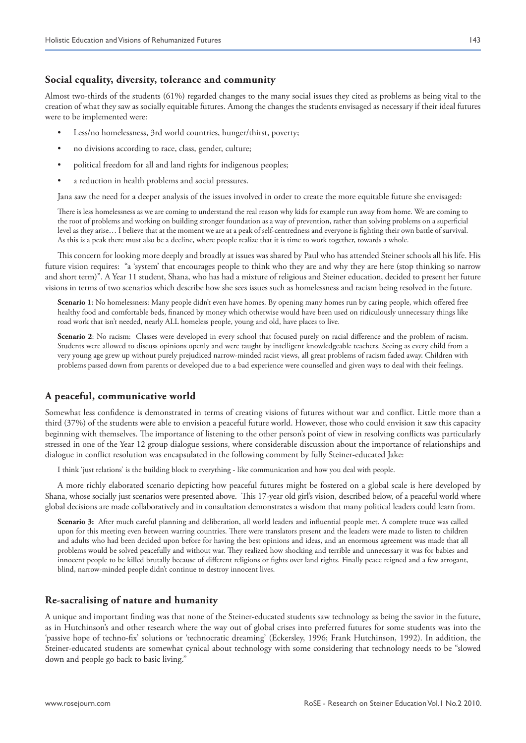## Social equality, diversity, tolerance and community

Almost two-thirds of the students (61%) regarded changes to the many social issues they cited as problems as being vital to the creation of what they saw as socially equitable futures. Among the changes the students envisaged as necessary if their ideal futures were to be implemented were:

- Less/no homelessness, 3rd world countries, hunger/thirst, poverty;
- no divisions according to race, class, gender, culture;
- political freedom for all and land rights for indigenous peoples;
- a reduction in health problems and social pressures.

Jana saw the need for a deeper analysis of the issues involved in order to create the more equitable future she envisaged:

> There is less homelessness as we are coming to understand the real reason why kids for example run away from home. We are coming to the root of problems and working on building stronger foundation as a way of prevention, rather than solving problems on a superficial level as they arise… I believe that at the moment we are at a peak of self-centredness and everyone is fighting their own battle of survival. As this is a peak there must also be a decline, where people realize that it is time to work together, towards a whole.

This concern for looking more deeply and broadly at issues was shared by Paul who has attended Steiner schools all his life. His future vision requires: "a 'system' that encourages people to think who they are and why they are here (stop thinking so narrow and short term)". A Year 11 student, Shana, who has had a mixture of religious and Steiner education, decided to present her future visions in terms of two scenarios which describe how she sees issues such as homelessness and racism being resolved in the future.

> **Scenario 1**: No homelessness: Many people didn't even have homes. By opening many homes run by caring people, which offered free healthy food and comfortable beds, financed by money which otherwise would have been used on ridiculously unnecessary things like road work that isn't needed, nearly ALL homeless people, young and old, have places to live.

> **Scenario 2**: No racism: Classes were developed in every school that focused purely on racial difference and the problem of racism. Students were allowed to discuss opinions openly and were taught by intelligent knowledgeable teachers. Seeing as every child from a very young age grew up without purely prejudiced narrow-minded racist views, all great problems of racism faded away. Children with problems passed down from parents or developed due to a bad experience were counselled and given ways to deal with their feelings.

## A peaceful, communicative world

Somewhat less confidence is demonstrated in terms of creating visions of futures without war and conflict. Little more than a third (37%) of the students were able to envision a peaceful future world. However, those who could envision it saw this capacity beginning with themselves. The importance of listening to the other person's point of view in resolving conflicts was particularly stressed in one of the Year 12 group dialogue sessions, where considerable discussion about the importance of relationships and dialogue in conflict resolution was encapsulated in the following comment by fully Steiner-educated Jake:

> I think 'just relations' is the building block to everything - like communication and how you deal with people.

A more richly elaborated scenario depicting how peaceful futures might be fostered on a global scale is here developed by Shana, whose socially just scenarios were presented above. This 17-year old girl's vision, described below, of a peaceful world where global decisions are made collaboratively and in consultation demonstrates a wisdom that many political leaders could learn from.

> **Scenario 3:** After much careful planning and deliberation, all world leaders and influential people met. A complete truce was called upon for this meeting even between warring countries. There were translators present and the leaders were made to listen to children and adults who had been decided upon before for having the best opinions and ideas, and an enormous agreement was made that all problems would be solved peacefully and without war. They realized how shocking and terrible and unnecessary it was for babies and innocent people to be killed brutally because of different religions or fights over land rights. Finally peace reigned and a few arrogant, blind, narrow-minded people didn't continue to destroy innocent lives.

## Re-sacralising of nature and humanity

A unique and important finding was that none of the Steiner-educated students saw technology as being the savior in the future, as in Hutchinson's and other research where the way out of global crises into preferred futures for some students was into the 'passive hope of techno-fix' solutions or 'technocratic dreaming' (Eckersley, 1996; Frank Hutchinson, 1992). In addition, the Steiner-educated students are somewhat cynical about technology with some considering that technology needs to be "slowed down and people go back to basic living."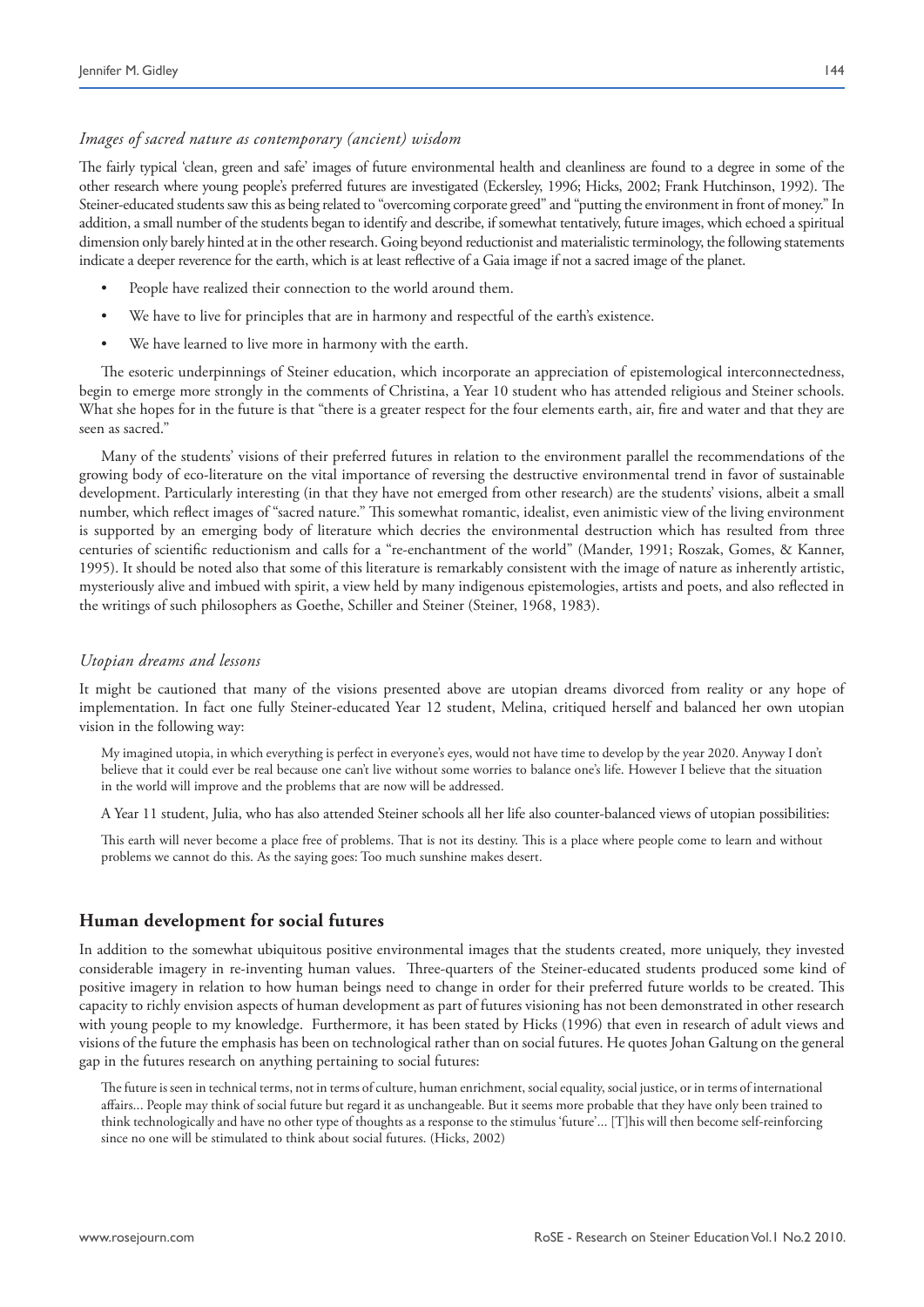### *Images of sacred nature as contemporary (ancient) wisdom*

The fairly typical 'clean, green and safe' images of future environmental health and cleanliness are found to a degree in some of the other research where young people's preferred futures are investigated (Eckersley, 1996; Hicks, 2002; Frank Hutchinson, 1992). The Steiner-educated students saw this as being related to "overcoming corporate greed" and "putting the environment in front of money." In addition, a small number of the students began to identify and describe, if somewhat tentatively, future images, which echoed a spiritual dimension only barely hinted at in the other research. Going beyond reductionist and materialistic terminology, the following statements indicate a deeper reverence for the earth, which is at least reflective of a Gaia image if not a sacred image of the planet.

- People have realized their connection to the world around them.
- We have to live for principles that are in harmony and respectful of the earth's existence.
- We have learned to live more in harmony with the earth.

The esoteric underpinnings of Steiner education, which incorporate an appreciation of epistemological interconnectedness, begin to emerge more strongly in the comments of Christina, a Year 10 student who has attended religious and Steiner schools. What she hopes for in the future is that "there is a greater respect for the four elements earth, air, fire and water and that they are seen as sacred."

Many of the students' visions of their preferred futures in relation to the environment parallel the recommendations of the growing body of eco-literature on the vital importance of reversing the destructive environmental trend in favor of sustainable development. Particularly interesting (in that they have not emerged from other research) are the students' visions, albeit a small number, which reflect images of "sacred nature." This somewhat romantic, idealist, even animistic view of the living environment is supported by an emerging body of literature which decries the environmental destruction which has resulted from three centuries of scientific reductionism and calls for a "re-enchantment of the world" (Mander, 1991; Roszak, Gomes, & Kanner, 1995). It should be noted also that some of this literature is remarkably consistent with the image of nature as inherently artistic, mysteriously alive and imbued with spirit, a view held by many indigenous epistemologies, artists and poets, and also reflected in the writings of such philosophers as Goethe, Schiller and Steiner (Steiner, 1968, 1983).

### *Utopian dreams and lessons*

It might be cautioned that many of the visions presented above are utopian dreams divorced from reality or any hope of implementation. In fact one fully Steiner-educated Year 12 student, Melina, critiqued herself and balanced her own utopian vision in the following way:

> My imagined utopia, in which everything is perfect in everyone's eyes, would not have time to develop by the year 2020. Anyway I don't believe that it could ever be real because one can't live without some worries to balance one's life. However I believe that the situation in the world will improve and the problems that are now will be addressed.

A Year 11 student, Julia, who has also attended Steiner schools all her life also counter-balanced views of utopian possibilities:

> This earth will never become a place free of problems. That is not its destiny. This is a place where people come to learn and without problems we cannot do this. As the saying goes: Too much sunshine makes desert.

## Human development for social futures

In addition to the somewhat ubiquitous positive environmental images that the students created, more uniquely, they invested considerable imagery in re-inventing human values. Three-quarters of the Steiner-educated students produced some kind of positive imagery in relation to how human beings need to change in order for their preferred future worlds to be created. This capacity to richly envision aspects of human development as part of futures visioning has not been demonstrated in other research with young people to my knowledge. Furthermore, it has been stated by Hicks (1996) that even in research of adult views and visions of the future the emphasis has been on technological rather than on social futures. He quotes Johan Galtung on the general gap in the futures research on anything pertaining to social futures:

> The future is seen in technical terms, not in terms of culture, human enrichment, social equality, social justice, or in terms of international affairs... People may think of social future but regard it as unchangeable. But it seems more probable that they have only been trained to think technologically and have no other type of thoughts as a response to the stimulus 'future'... [T]his will then become self-reinforcing since no one will be stimulated to think about social futures. (Hicks, 2002)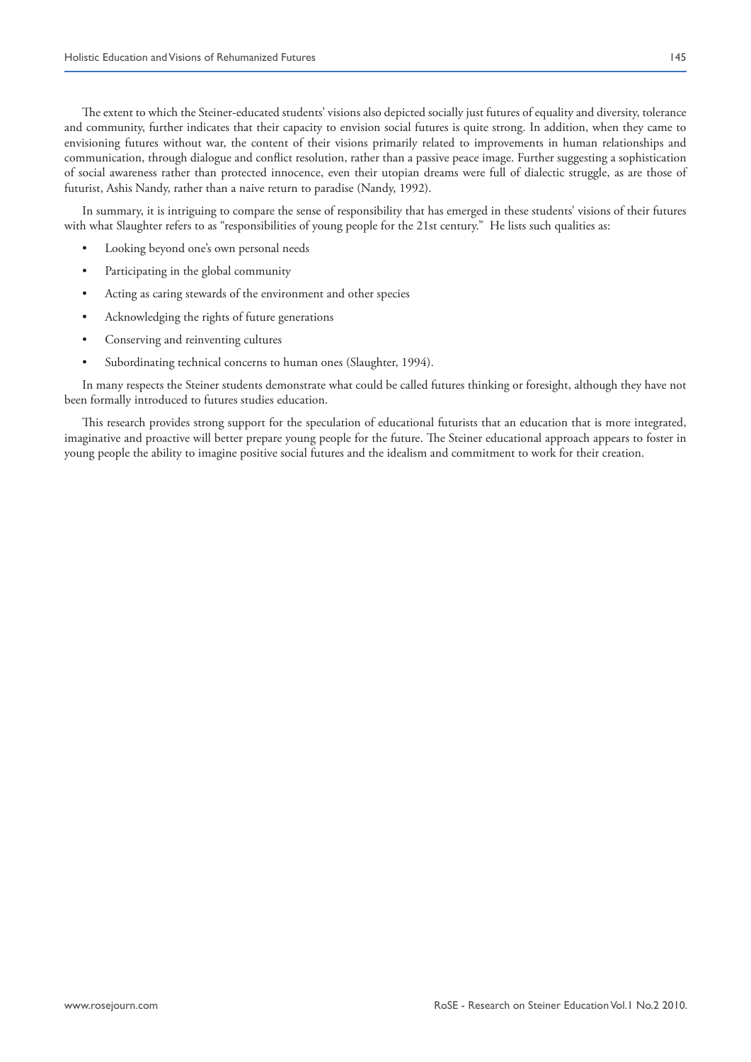The extent to which the Steiner-educated students' visions also depicted socially just futures of equality and diversity, tolerance and community, further indicates that their capacity to envision social futures is quite strong. In addition, when they came to envisioning futures without war, the content of their visions primarily related to improvements in human relationships and communication, through dialogue and conflict resolution, rather than a passive peace image. Further suggesting a sophistication of social awareness rather than protected innocence, even their utopian dreams were full of dialectic struggle, as are those of futurist, Ashis Nandy, rather than a naive return to paradise (Nandy, 1992).

In summary, it is intriguing to compare the sense of responsibility that has emerged in these students' visions of their futures with what Slaughter refers to as "responsibilities of young people for the 21st century." He lists such qualities as:

- Looking beyond one's own personal needs
- Participating in the global community
- Acting as caring stewards of the environment and other species
- Acknowledging the rights of future generations
- Conserving and reinventing cultures
- Subordinating technical concerns to human ones (Slaughter, 1994).

In many respects the Steiner students demonstrate what could be called futures thinking or foresight, although they have not been formally introduced to futures studies education.

This research provides strong support for the speculation of educational futurists that an education that is more integrated, imaginative and proactive will better prepare young people for the future. The Steiner educational approach appears to foster in young people the ability to imagine positive social futures and the idealism and commitment to work for their creation.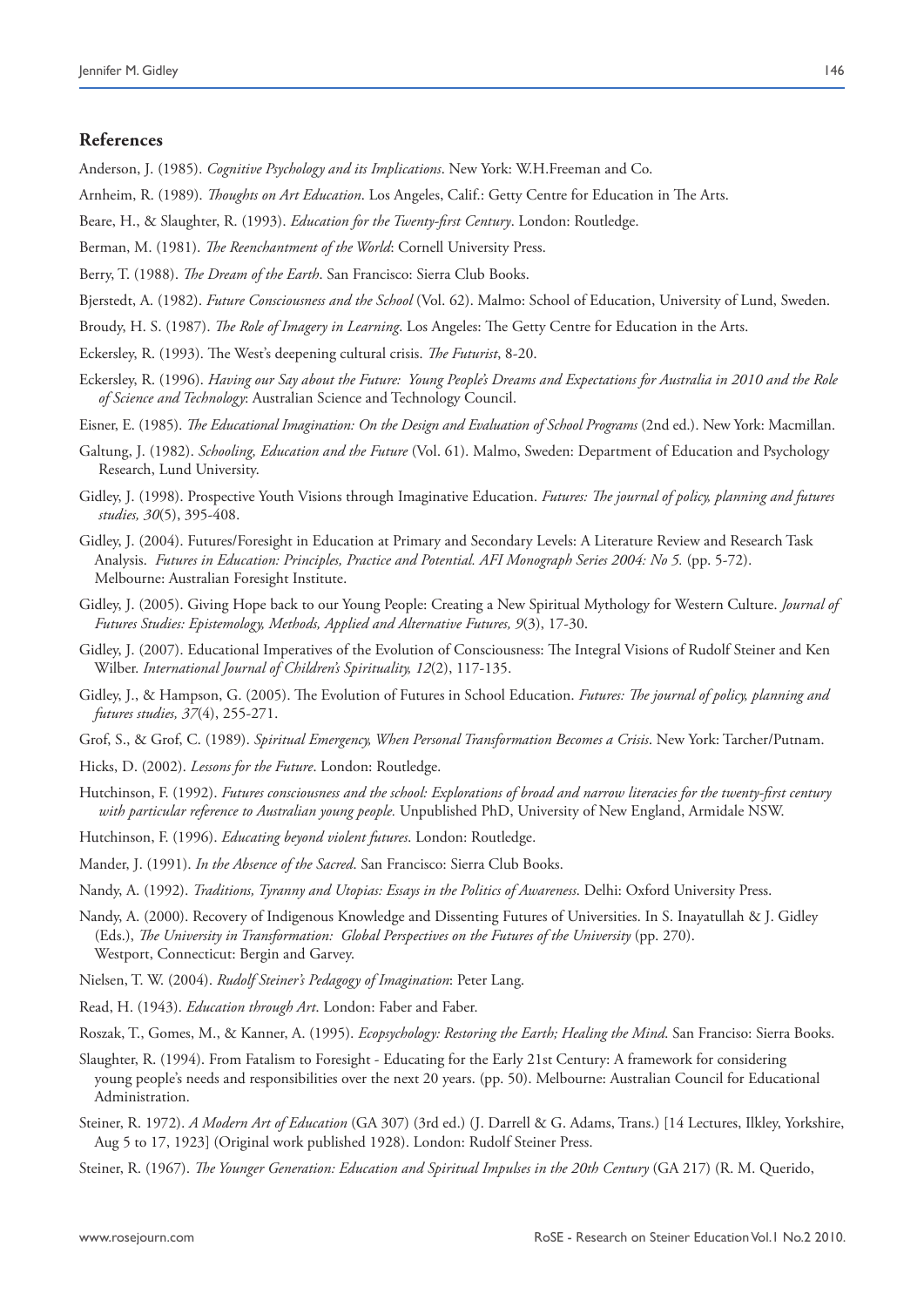## References

Anderson, J. (1985). *Cognitive Psychology and its Implications*. New York: W.H.Freeman and Co.

Arnheim, R. (1989). *Thoughts on Art Education*. Los Angeles, Calif.: Getty Centre for Education in The Arts.

Beare, H., & Slaughter, R. (1993). *Education for the Twenty-first Century*. London: Routledge.

Berman, M. (1981). *The Reenchantment of the World*: Cornell University Press.

Berry, T. (1988). *The Dream of the Earth*. San Francisco: Sierra Club Books.

Bjerstedt, A. (1982). *Future Consciousness and the School* (Vol. 62). Malmo: School of Education, University of Lund, Sweden.

Broudy, H. S. (1987). *The Role of Imagery in Learning*. Los Angeles: The Getty Centre for Education in the Arts.

Eckersley, R. (1993). The West's deepening cultural crisis. *The Futurist*, 8-20.

Eckersley, R. (1996). *Having our Say about the Future: Young People's Dreams and Expectations for Australia in 2010 and the Role of Science and Technology*: Australian Science and Technology Council.

Eisner, E. (1985). *The Educational Imagination: On the Design and Evaluation of School Programs* (2nd ed.). New York: Macmillan.

Galtung, J. (1982). *Schooling, Education and the Future* (Vol. 61). Malmo, Sweden: Department of Education and Psychology Research, Lund University.

Gidley, J. (1998). Prospective Youth Visions through Imaginative Education. *Futures: The journal of policy, planning and futures studies, 30*(5), 395-408.

Gidley, J. (2004). Futures/Foresight in Education at Primary and Secondary Levels: A Literature Review and Research Task Analysis. *Futures in Education: Principles, Practice and Potential. AFI Monograph Series 2004: No 5.* (pp. 5-72). Melbourne: Australian Foresight Institute.

Gidley, J. (2005). Giving Hope back to our Young People: Creating a New Spiritual Mythology for Western Culture. *Journal of Futures Studies: Epistemology, Methods, Applied and Alternative Futures, 9*(3), 17-30.

Gidley, J. (2007). Educational Imperatives of the Evolution of Consciousness: The Integral Visions of Rudolf Steiner and Ken Wilber. *International Journal of Children's Spirituality, 12*(2), 117-135.

Gidley, J., & Hampson, G. (2005). The Evolution of Futures in School Education. *Futures: The journal of policy, planning and futures studies, 37*(4), 255-271.

Grof, S., & Grof, C. (1989). *Spiritual Emergency, When Personal Transformation Becomes a Crisis*. New York: Tarcher/Putnam.

Hicks, D. (2002). *Lessons for the Future*. London: Routledge.

Hutchinson, F. (1992). *Futures consciousness and the school: Explorations of broad and narrow literacies for the twenty-first century with particular reference to Australian young people.* Unpublished PhD, University of New England, Armidale NSW.

Hutchinson, F. (1996). *Educating beyond violent futures*. London: Routledge.

Mander, J. (1991). *In the Absence of the Sacred*. San Francisco: Sierra Club Books.

Nandy, A. (1992). *Traditions, Tyranny and Utopias: Essays in the Politics of Awareness*. Delhi: Oxford University Press.

Nandy, A. (2000). Recovery of Indigenous Knowledge and Dissenting Futures of Universities. In S. Inayatullah & J. Gidley (Eds.), *The University in Transformation: Global Perspectives on the Futures of the University* (pp. 270). Westport, Connecticut: Bergin and Garvey.

Nielsen, T. W. (2004). *Rudolf Steiner's Pedagogy of Imagination*: Peter Lang.

Read, H. (1943). *Education through Art*. London: Faber and Faber.

Roszak, T., Gomes, M., & Kanner, A. (1995). *Ecopsychology: Restoring the Earth; Healing the Mind*. San Franciso: Sierra Books.

Slaughter, R. (1994). From Fatalism to Foresight - Educating for the Early 21st Century: A framework for considering young people's needs and responsibilities over the next 20 years. (pp. 50). Melbourne: Australian Council for Educational Administration.

Steiner, R. 1972). *A Modern Art of Education* (GA 307) (3rd ed.) (J. Darrell & G. Adams, Trans.) [14 Lectures, Ilkley, Yorkshire, Aug 5 to 17, 1923] (Original work published 1928). London: Rudolf Steiner Press.

Steiner, R. (1967). *The Younger Generation: Education and Spiritual Impulses in the 20th Century* (GA 217) (R. M. Querido,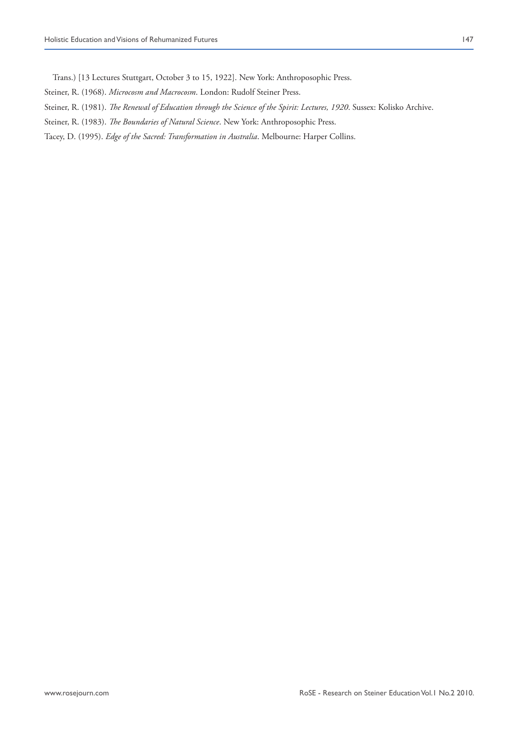Trans.) [13 Lectures Stuttgart, October 3 to 15, 1922]. New York: Anthroposophic Press.

Steiner, R. (1968). *Microcosm and Macrocosm*. London: Rudolf Steiner Press.

Steiner, R. (1981). *The Renewal of Education through the Science of the Spirit: Lectures, 1920*. Sussex: Kolisko Archive.

Steiner, R. (1983). *The Boundaries of Natural Science*. New York: Anthroposophic Press.

Tacey, D. (1995). *Edge of the Sacred: Transformation in Australia*. Melbourne: Harper Collins.